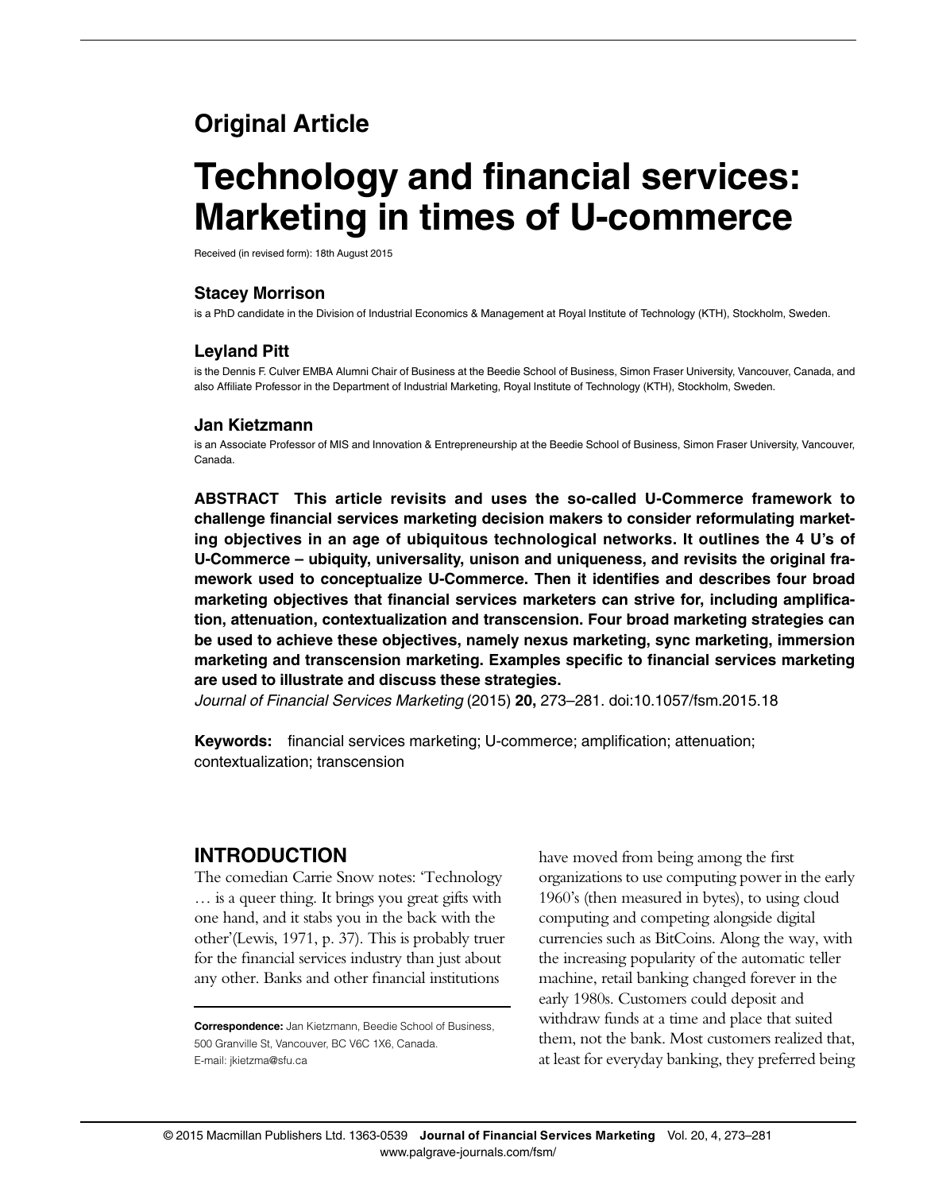**Original Article**

# Technology and financial services: Marketing in times of U-commerce

Received (in revised form): 18th August 2015

### Stacey Morrison

is a PhD candidate in the Division of Industrial Economics & Management at Royal Institute of Technology (KTH), Stockholm, Sweden.

### Leyland Pitt

is the Dennis F. Culver EMBA Alumni Chair of Business at the Beedie School of Business, Simon Fraser University, Vancouver, Canada, and also Affiliate Professor in the Department of Industrial Marketing, Royal Institute of Technology (KTH), Stockholm, Sweden.

### Jan Kietzmann

is an Associate Professor of MIS and Innovation & Entrepreneurship at the Beedie School of Business, Simon Fraser University, Vancouver, Canada.

**ABSTRACT This article revisits and uses the so-called U-Commerce framework to challenge financial services marketing decision makers to consider reformulating marketing objectives in an age of ubiquitous technological networks. It outlines the 4 U's of U-Commerce – ubiquity, universality, unison and uniqueness, and revisits the original framework used to conceptualize U-Commerce. Then it identifies and describes four broad marketing objectives that financial services marketers can strive for, including amplification, attenuation, contextualization and transcension. Four broad marketing strategies can be used to achieve these objectives, namely nexus marketing, sync marketing, immersion marketing and transcension marketing. Examples specific to financial services marketing are used to illustrate and discuss these strategies.**

*Journal of Financial Services Marketing* (2015) **20,** 273–281. doi:10.1057/fsm.2015.18

**Keywords:** financial services marketing; U-commerce; amplification; attenuation; contextualization; transcension

## INTRODUCTION

The comedian Carrie Snow notes: 'Technology … is a queer thing. It brings you great gifts with one hand, and it stabs you in the back with the other'(Lewis, 1971, p. 37). This is probably truer for the financial services industry than just about any other. Banks and other financial institutions have moved from being among the first organizations to use computing power in the early 1960's (then measured in bytes), to using cloud computing and competing alongside digital currencies such as BitCoins. Along the way, with the increasing popularity of the automatic teller machine, retail banking changed forever in the early 1980s. Customers could deposit and withdraw funds at a time and place that suited them, not the bank. Most customers realized that, at least for everyday banking, they preferred being

**Correspondence:** Jan Kietzmann, Beedie School of Business, 500 Granville St, Vancouver, BC V6C 1X6, Canada.
E-mail: jkietzma@sfu.ca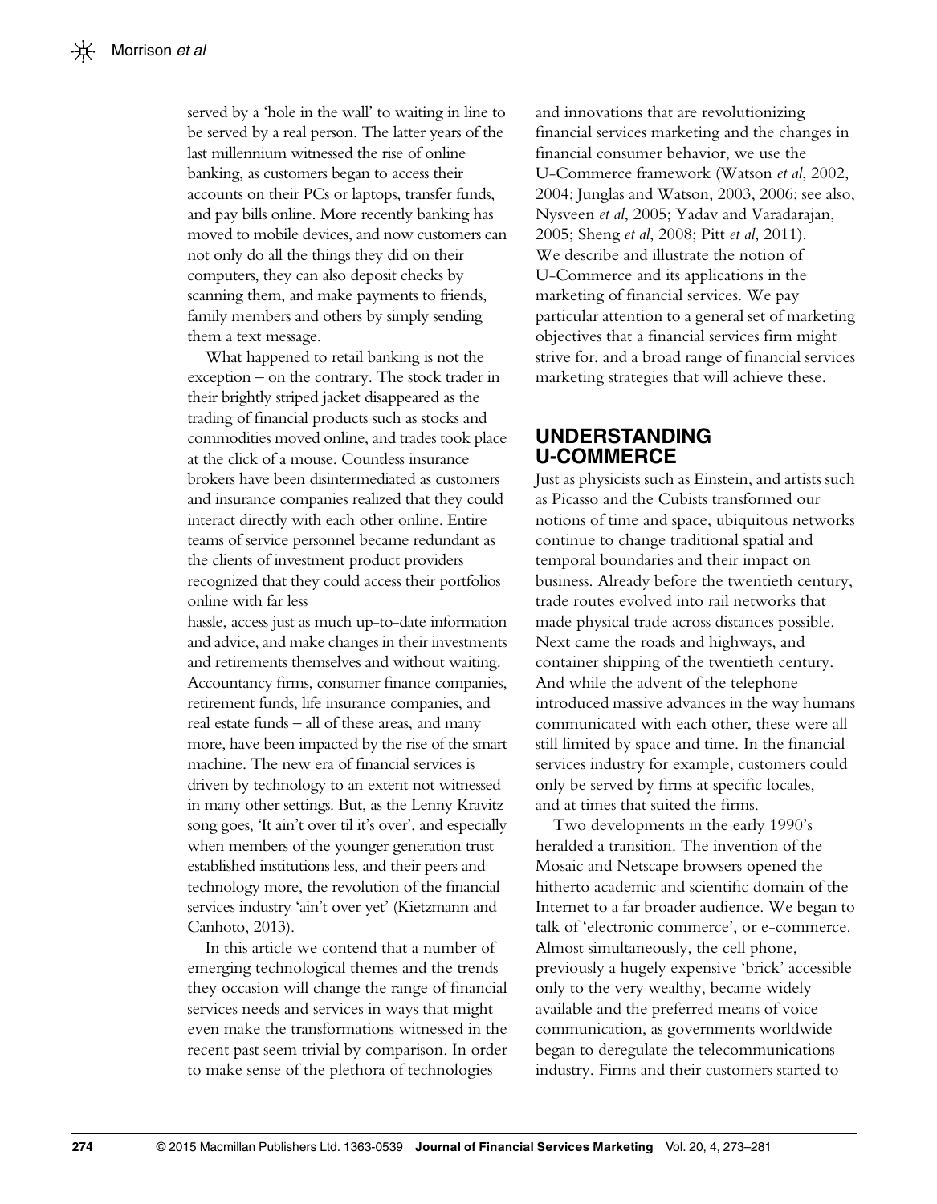served by a 'hole in the wall' to waiting in line to be served by a real person. The latter years of the last millennium witnessed the rise of online banking, as customers began to access their accounts on their PCs or laptops, transfer funds, and pay bills online. More recently banking has moved to mobile devices, and now customers can not only do all the things they did on their computers, they can also deposit checks by scanning them, and make payments to friends, family members and others by simply sending them a text message.

What happened to retail banking is not the exception – on the contrary. The stock trader in their brightly striped jacket disappeared as the trading of financial products such as stocks and commodities moved online, and trades took place at the click of a mouse. Countless insurance brokers have been disintermediated as customers and insurance companies realized that they could interact directly with each other online. Entire teams of service personnel became redundant as the clients of investment product providers recognized that they could access their portfolios online with far less hassle, access just as much up-to-date information and advice, and make changes in their investments and retirements themselves and without waiting. Accountancy firms, consumer finance companies, retirement funds, life insurance companies, and real estate funds – all of these areas, and many more, have been impacted by the rise of the smart machine. The new era of financial services is driven by technology to an extent not witnessed in many other settings. But, as the Lenny Kravitz song goes, 'It ain't over til it's over', and especially when members of the younger generation trust established institutions less, and their peers and technology more, the revolution of the financial services industry 'ain't over yet' (Kietzmann and Canhoto, 2013).

In this article we contend that a number of emerging technological themes and the trends they occasion will change the range of financial services needs and services in ways that might even make the transformations witnessed in the recent past seem trivial by comparison. In order to make sense of the plethora of technologies and innovations that are revolutionizing financial services marketing and the changes in financial consumer behavior, we use the U-Commerce framework (Watson *et al*, 2002, 2004; Junglas and Watson, 2003, 2006; see also, Nysveen *et al*, 2005; Yadav and Varadarajan, 2005; Sheng *et al*, 2008; Pitt *et al*, 2011). We describe and illustrate the notion of U-Commerce and its applications in the marketing of financial services. We pay particular attention to a general set of marketing objectives that a financial services firm might strive for, and a broad range of financial services marketing strategies that will achieve these.

## UNDERSTANDING U-COMMERCE

Just as physicists such as Einstein, and artists such as Picasso and the Cubists transformed our notions of time and space, ubiquitous networks continue to change traditional spatial and temporal boundaries and their impact on business. Already before the twentieth century, trade routes evolved into rail networks that made physical trade across distances possible. Next came the roads and highways, and container shipping of the twentieth century. And while the advent of the telephone introduced massive advances in the way humans communicated with each other, these were all still limited by space and time. In the financial services industry for example, customers could only be served by firms at specific locales, and at times that suited the firms.

Two developments in the early 1990's heralded a transition. The invention of the Mosaic and Netscape browsers opened the hitherto academic and scientific domain of the Internet to a far broader audience. We began to talk of 'electronic commerce', or e-commerce. Almost simultaneously, the cell phone, previously a hugely expensive 'brick' accessible only to the very wealthy, became widely available and the preferred means of voice communication, as governments worldwide began to deregulate the telecommunications industry. Firms and their customers started to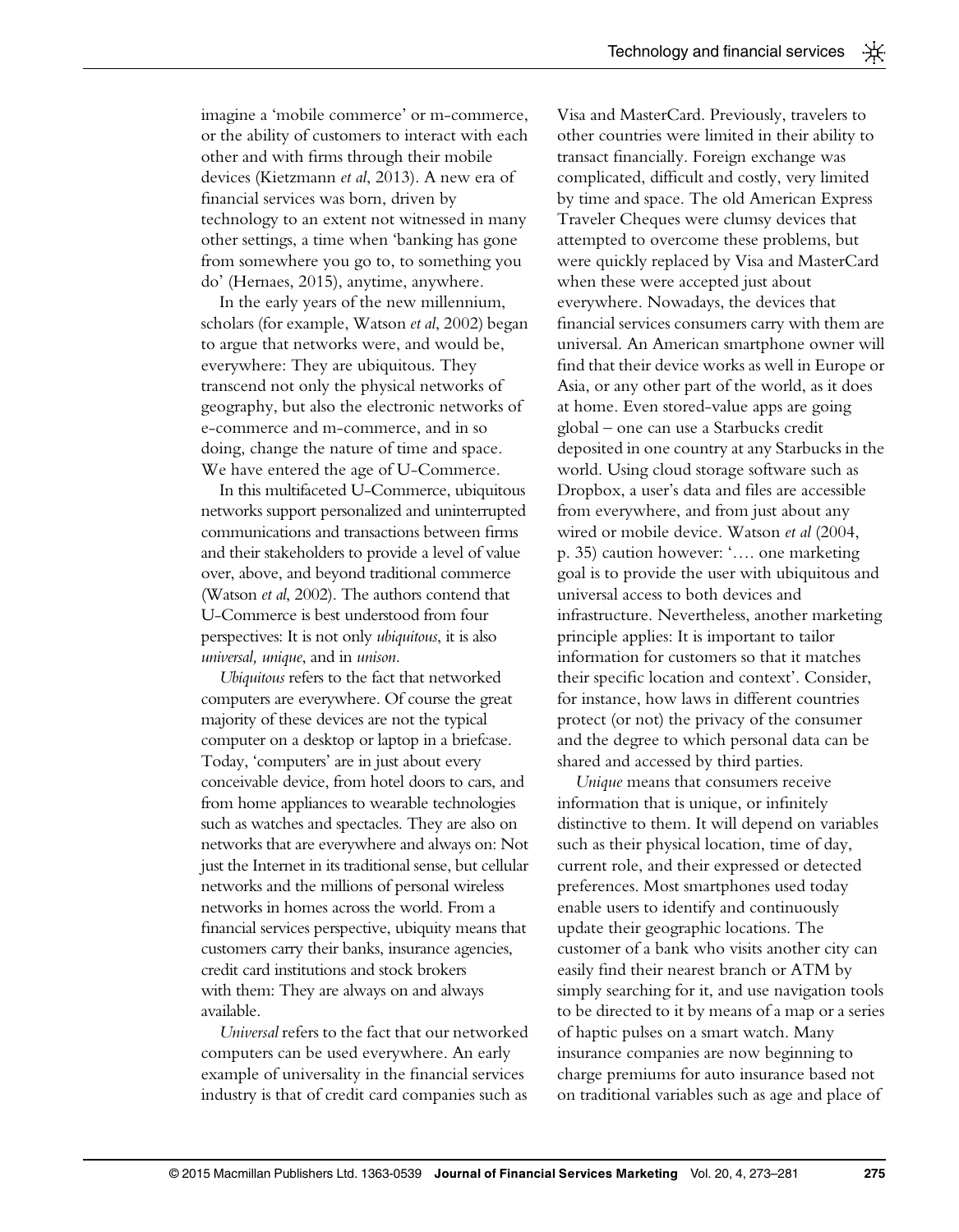imagine a 'mobile commerce' or m-commerce, or the ability of customers to interact with each other and with firms through their mobile devices (Kietzmann *et al*, 2013). A new era of financial services was born, driven by technology to an extent not witnessed in many other settings, a time when 'banking has gone from somewhere you go to, to something you do' (Hernaes, 2015), anytime, anywhere.

In the early years of the new millennium, scholars (for example, Watson *et al*, 2002) began to argue that networks were, and would be, everywhere: They are ubiquitous. They transcend not only the physical networks of geography, but also the electronic networks of e-commerce and m-commerce, and in so doing, change the nature of time and space. We have entered the age of U-Commerce.

In this multifaceted U-Commerce, ubiquitous networks support personalized and uninterrupted communications and transactions between firms and their stakeholders to provide a level of value over, above, and beyond traditional commerce (Watson *et al*, 2002). The authors contend that U-Commerce is best understood from four perspectives: It is not only *ubiquitous*, it is also *universal, unique*, and in *unison.*

*Ubiquitous* refers to the fact that networked computers are everywhere. Of course the great majority of these devices are not the typical computer on a desktop or laptop in a briefcase. Today, 'computers' are in just about every conceivable device, from hotel doors to cars, and from home appliances to wearable technologies such as watches and spectacles. They are also on networks that are everywhere and always on: Not just the Internet in its traditional sense, but cellular networks and the millions of personal wireless networks in homes across the world. From a financial services perspective, ubiquity means that customers carry their banks, insurance agencies, credit card institutions and stock brokers with them: They are always on and always available.

*Universal* refers to the fact that our networked computers can be used everywhere. An early example of universality in the financial services industry is that of credit card companies such as Visa and MasterCard. Previously, travelers to other countries were limited in their ability to transact financially. Foreign exchange was complicated, difficult and costly, very limited by time and space. The old American Express Traveler Cheques were clumsy devices that attempted to overcome these problems, but were quickly replaced by Visa and MasterCard when these were accepted just about everywhere. Nowadays, the devices that financial services consumers carry with them are universal. An American smartphone owner will find that their device works as well in Europe or Asia, or any other part of the world, as it does at home. Even stored-value apps are going global – one can use a Starbucks credit deposited in one country at any Starbucks in the world. Using cloud storage software such as Dropbox, a user's data and files are accessible from everywhere, and from just about any wired or mobile device. Watson *et al* (2004, p. 35) caution however: '…. one marketing goal is to provide the user with ubiquitous and universal access to both devices and infrastructure. Nevertheless, another marketing principle applies: It is important to tailor information for customers so that it matches their specific location and context'. Consider, for instance, how laws in different countries protect (or not) the privacy of the consumer and the degree to which personal data can be shared and accessed by third parties.

*Unique* means that consumers receive information that is unique, or infinitely distinctive to them. It will depend on variables such as their physical location, time of day, current role, and their expressed or detected preferences. Most smartphones used today enable users to identify and continuously update their geographic locations. The customer of a bank who visits another city can easily find their nearest branch or ATM by simply searching for it, and use navigation tools to be directed to it by means of a map or a series of haptic pulses on a smart watch. Many insurance companies are now beginning to charge premiums for auto insurance based not on traditional variables such as age and place of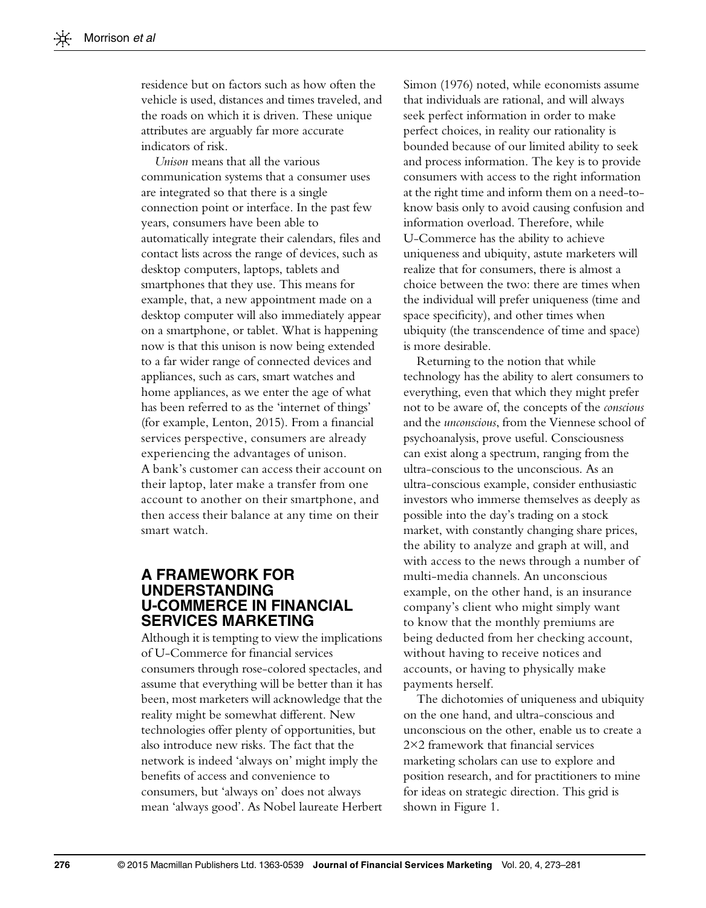residence but on factors such as how often the vehicle is used, distances and times traveled, and the roads on which it is driven. These unique attributes are arguably far more accurate indicators of risk.

*Unison* means that all the various communication systems that a consumer uses are integrated so that there is a single connection point or interface. In the past few years, consumers have been able to automatically integrate their calendars, files and contact lists across the range of devices, such as desktop computers, laptops, tablets and smartphones that they use. This means for example, that, a new appointment made on a desktop computer will also immediately appear on a smartphone, or tablet. What is happening now is that this unison is now being extended to a far wider range of connected devices and appliances, such as cars, smart watches and home appliances, as we enter the age of what has been referred to as the 'internet of things' (for example, Lenton, 2015). From a financial services perspective, consumers are already experiencing the advantages of unison. A bank's customer can access their account on their laptop, later make a transfer from one account to another on their smartphone, and then access their balance at any time on their smart watch.

## A FRAMEWORK FOR UNDERSTANDING U-COMMERCE IN FINANCIAL SERVICES MARKETING

Although it is tempting to view the implications of U-Commerce for financial services consumers through rose-colored spectacles, and assume that everything will be better than it has been, most marketers will acknowledge that the reality might be somewhat different. New technologies offer plenty of opportunities, but also introduce new risks. The fact that the network is indeed 'always on' might imply the benefits of access and convenience to consumers, but 'always on' does not always mean 'always good'. As Nobel laureate Herbert Simon (1976) noted, while economists assume that individuals are rational, and will always seek perfect information in order to make perfect choices, in reality our rationality is bounded because of our limited ability to seek and process information. The key is to provide consumers with access to the right information at the right time and inform them on a need-to-know basis only to avoid causing confusion and information overload. Therefore, while U-Commerce has the ability to achieve uniqueness and ubiquity, astute marketers will realize that for consumers, there is almost a choice between the two: there are times when the individual will prefer uniqueness (time and space specificity), and other times when ubiquity (the transcendence of time and space) is more desirable.

Returning to the notion that while technology has the ability to alert consumers to everything, even that which they might prefer not to be aware of, the concepts of the *conscious* and the *unconscious*, from the Viennese school of psychoanalysis, prove useful. Consciousness can exist along a spectrum, ranging from the ultra-conscious to the unconscious. As an ultra-conscious example, consider enthusiastic investors who immerse themselves as deeply as possible into the day's trading on a stock market, with constantly changing share prices, the ability to analyze and graph at will, and with access to the news through a number of multi-media channels. An unconscious example, on the other hand, is an insurance company's client who might simply want to know that the monthly premiums are being deducted from her checking account, without having to receive notices and accounts, or having to physically make payments herself.

The dichotomies of uniqueness and ubiquity on the one hand, and ultra-conscious and unconscious on the other, enable us to create a 2×2 framework that financial services marketing scholars can use to explore and position research, and for practitioners to mine for ideas on strategic direction. This grid is shown in Figure 1.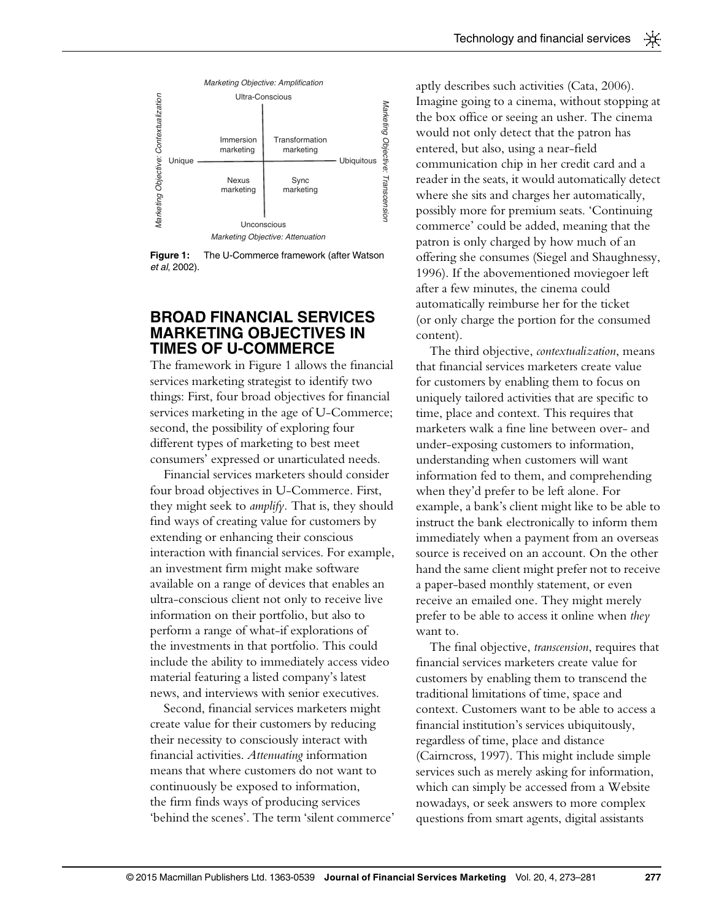Marketing Objective: Amplification

| | Unique | Ubiquitous |
|---|---|---|
| Ultra-Conscious | Immersion marketing | Transformation marketing |
| Unconscious | Nexus marketing | Sync marketing |

Marketing Objective: Attenuation

Marketing Objective: Contextualization (Unique axis); Marketing Objective: Transcension (Ubiquitous axis)

**Figure 1:** The U-Commerce framework (after Watson *et al*, 2002).

## BROAD FINANCIAL SERVICES MARKETING OBJECTIVES IN TIMES OF U-COMMERCE

The framework in Figure 1 allows the financial services marketing strategist to identify two things: First, four broad objectives for financial services marketing in the age of U-Commerce; second, the possibility of exploring four different types of marketing to best meet consumers' expressed or unarticulated needs.

Financial services marketers should consider four broad objectives in U-Commerce. First, they might seek to *amplify*. That is, they should find ways of creating value for customers by extending or enhancing their conscious interaction with financial services. For example, an investment firm might make software available on a range of devices that enables an ultra-conscious client not only to receive live information on their portfolio, but also to perform a range of what-if explorations of the investments in that portfolio. This could include the ability to immediately access video material featuring a listed company's latest news, and interviews with senior executives.

Second, financial services marketers might create value for their customers by reducing their necessity to consciously interact with financial activities. *Attenuating* information means that where customers do not want to continuously be exposed to information, the firm finds ways of producing services 'behind the scenes'. The term 'silent commerce' aptly describes such activities (Cata, 2006). Imagine going to a cinema, without stopping at the box office or seeing an usher. The cinema would not only detect that the patron has entered, but also, using a near-field communication chip in her credit card and a reader in the seats, it would automatically detect where she sits and charges her automatically, possibly more for premium seats. 'Continuing commerce' could be added, meaning that the patron is only charged by how much of an offering she consumes (Siegel and Shaughnessy, 1996). If the abovementioned moviegoer left after a few minutes, the cinema could automatically reimburse her for the ticket (or only charge the portion for the consumed content).

The third objective, *contextualization*, means that financial services marketers create value for customers by enabling them to focus on uniquely tailored activities that are specific to time, place and context. This requires that marketers walk a fine line between over- and under-exposing customers to information, understanding when customers will want information fed to them, and comprehending when they'd prefer to be left alone. For example, a bank's client might like to be able to instruct the bank electronically to inform them immediately when a payment from an overseas source is received on an account. On the other hand the same client might prefer not to receive a paper-based monthly statement, or even receive an emailed one. They might merely prefer to be able to access it online when *they* want to.

The final objective, *transcension*, requires that financial services marketers create value for customers by enabling them to transcend the traditional limitations of time, space and context. Customers want to be able to access a financial institution's services ubiquitously, regardless of time, place and distance (Cairncross, 1997). This might include simple services such as merely asking for information, which can simply be accessed from a Website nowadays, or seek answers to more complex questions from smart agents, digital assistants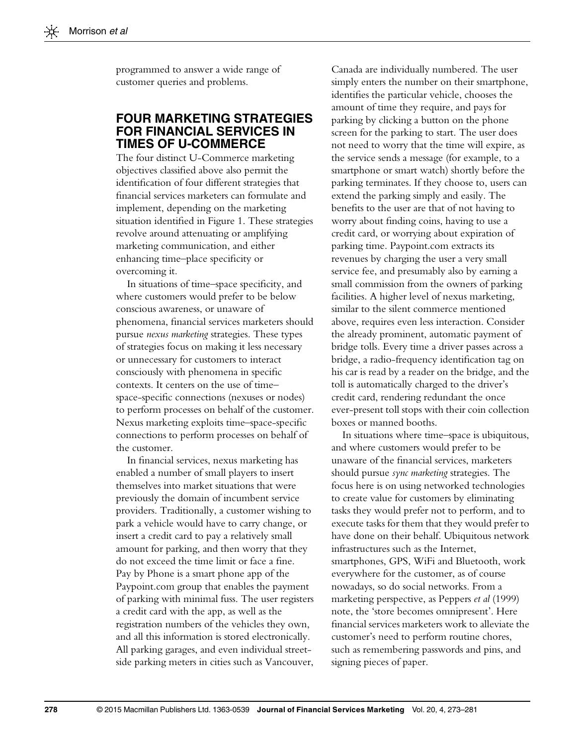programmed to answer a wide range of customer queries and problems.

## FOUR MARKETING STRATEGIES FOR FINANCIAL SERVICES IN TIMES OF U-COMMERCE

The four distinct U-Commerce marketing objectives classified above also permit the identification of four different strategies that financial services marketers can formulate and implement, depending on the marketing situation identified in Figure 1. These strategies revolve around attenuating or amplifying marketing communication, and either enhancing time–place specificity or overcoming it.

In situations of time–space specificity, and where customers would prefer to be below conscious awareness, or unaware of phenomena, financial services marketers should pursue *nexus marketing* strategies. These types of strategies focus on making it less necessary or unnecessary for customers to interact consciously with phenomena in specific contexts. It centers on the use of time–space-specific connections (nexuses or nodes) to perform processes on behalf of the customer. Nexus marketing exploits time–space-specific connections to perform processes on behalf of the customer.

In financial services, nexus marketing has enabled a number of small players to insert themselves into market situations that were previously the domain of incumbent service providers. Traditionally, a customer wishing to park a vehicle would have to carry change, or insert a credit card to pay a relatively small amount for parking, and then worry that they do not exceed the time limit or face a fine. Pay by Phone is a smart phone app of the Paypoint.com group that enables the payment of parking with minimal fuss. The user registers a credit card with the app, as well as the registration numbers of the vehicles they own, and all this information is stored electronically. All parking garages, and even individual street-side parking meters in cities such as Vancouver, Canada are individually numbered. The user simply enters the number on their smartphone, identifies the particular vehicle, chooses the amount of time they require, and pays for parking by clicking a button on the phone screen for the parking to start. The user does not need to worry that the time will expire, as the service sends a message (for example, to a smartphone or smart watch) shortly before the parking terminates. If they choose to, users can extend the parking simply and easily. The benefits to the user are that of not having to worry about finding coins, having to use a credit card, or worrying about expiration of parking time. Paypoint.com extracts its revenues by charging the user a very small service fee, and presumably also by earning a small commission from the owners of parking facilities. A higher level of nexus marketing, similar to the silent commerce mentioned above, requires even less interaction. Consider the already prominent, automatic payment of bridge tolls. Every time a driver passes across a bridge, a radio-frequency identification tag on his car is read by a reader on the bridge, and the toll is automatically charged to the driver's credit card, rendering redundant the once ever-present toll stops with their coin collection boxes or manned booths.

In situations where time–space is ubiquitous, and where customers would prefer to be unaware of the financial services, marketers should pursue *sync marketing* strategies. The focus here is on using networked technologies to create value for customers by eliminating tasks they would prefer not to perform, and to execute tasks for them that they would prefer to have done on their behalf. Ubiquitous network infrastructures such as the Internet, smartphones, GPS, WiFi and Bluetooth, work everywhere for the customer, as of course nowadays, so do social networks. From a marketing perspective, as Peppers *et al* (1999) note, the 'store becomes omnipresent'. Here financial services marketers work to alleviate the customer's need to perform routine chores, such as remembering passwords and pins, and signing pieces of paper.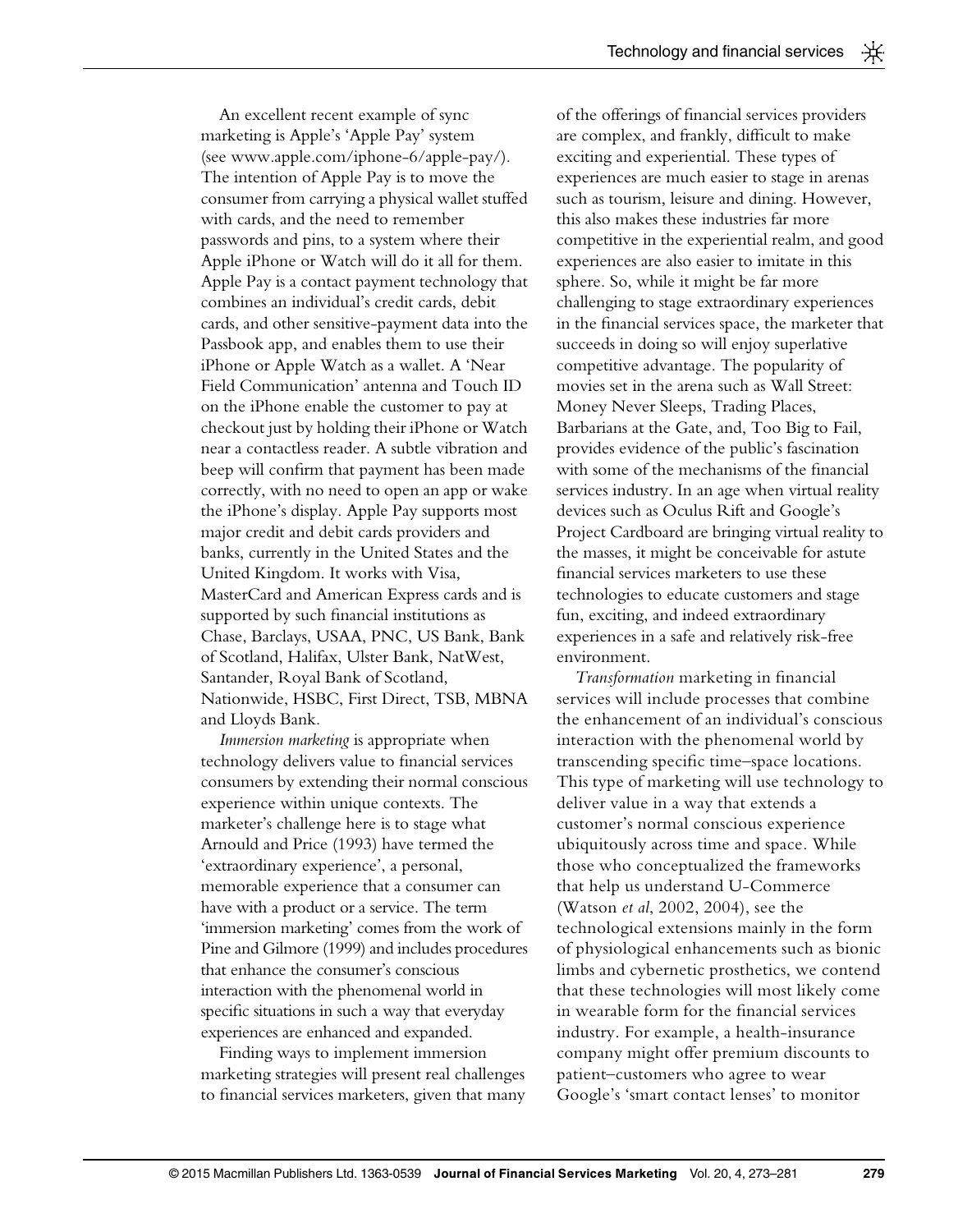An excellent recent example of sync marketing is Apple's 'Apple Pay' system (see www.apple.com/iphone-6/apple-pay/). The intention of Apple Pay is to move the consumer from carrying a physical wallet stuffed with cards, and the need to remember passwords and pins, to a system where their Apple iPhone or Watch will do it all for them. Apple Pay is a contact payment technology that combines an individual's credit cards, debit cards, and other sensitive-payment data into the Passbook app, and enables them to use their iPhone or Apple Watch as a wallet. A 'Near Field Communication' antenna and Touch ID on the iPhone enable the customer to pay at checkout just by holding their iPhone or Watch near a contactless reader. A subtle vibration and beep will confirm that payment has been made correctly, with no need to open an app or wake the iPhone's display. Apple Pay supports most major credit and debit cards providers and banks, currently in the United States and the United Kingdom. It works with Visa, MasterCard and American Express cards and is supported by such financial institutions as Chase, Barclays, USAA, PNC, US Bank, Bank of Scotland, Halifax, Ulster Bank, NatWest, Santander, Royal Bank of Scotland, Nationwide, HSBC, First Direct, TSB, MBNA and Lloyds Bank.

*Immersion marketing* is appropriate when technology delivers value to financial services consumers by extending their normal conscious experience within unique contexts. The marketer's challenge here is to stage what Arnould and Price (1993) have termed the 'extraordinary experience', a personal, memorable experience that a consumer can have with a product or a service. The term 'immersion marketing' comes from the work of Pine and Gilmore (1999) and includes procedures that enhance the consumer's conscious interaction with the phenomenal world in specific situations in such a way that everyday experiences are enhanced and expanded.

Finding ways to implement immersion marketing strategies will present real challenges to financial services marketers, given that many of the offerings of financial services providers are complex, and frankly, difficult to make exciting and experiential. These types of experiences are much easier to stage in arenas such as tourism, leisure and dining. However, this also makes these industries far more competitive in the experiential realm, and good experiences are also easier to imitate in this sphere. So, while it might be far more challenging to stage extraordinary experiences in the financial services space, the marketer that succeeds in doing so will enjoy superlative competitive advantage. The popularity of movies set in the arena such as Wall Street: Money Never Sleeps, Trading Places, Barbarians at the Gate, and, Too Big to Fail, provides evidence of the public's fascination with some of the mechanisms of the financial services industry. In an age when virtual reality devices such as Oculus Rift and Google's Project Cardboard are bringing virtual reality to the masses, it might be conceivable for astute financial services marketers to use these technologies to educate customers and stage fun, exciting, and indeed extraordinary experiences in a safe and relatively risk-free environment.

*Transformation* marketing in financial services will include processes that combine the enhancement of an individual's conscious interaction with the phenomenal world by transcending specific time–space locations. This type of marketing will use technology to deliver value in a way that extends a customer's normal conscious experience ubiquitously across time and space. While those who conceptualized the frameworks that help us understand U-Commerce (Watson *et al*, 2002, 2004), see the technological extensions mainly in the form of physiological enhancements such as bionic limbs and cybernetic prosthetics, we contend that these technologies will most likely come in wearable form for the financial services industry. For example, a health-insurance company might offer premium discounts to patient–customers who agree to wear Google's 'smart contact lenses' to monitor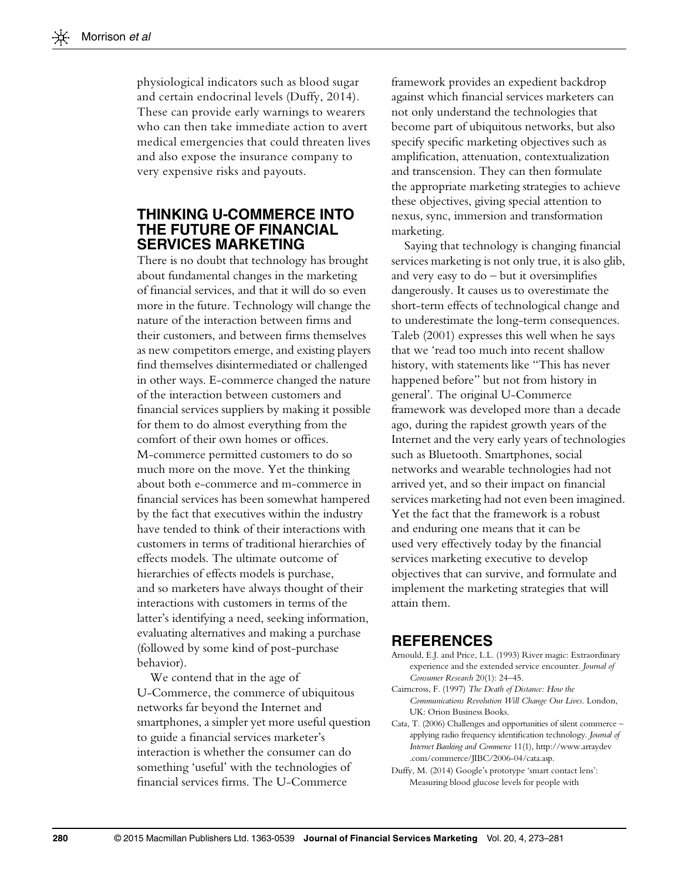physiological indicators such as blood sugar and certain endocrinal levels (Duffy, 2014). These can provide early warnings to wearers who can then take immediate action to avert medical emergencies that could threaten lives and also expose the insurance company to very expensive risks and payouts.

## THINKING U-COMMERCE INTO THE FUTURE OF FINANCIAL SERVICES MARKETING

There is no doubt that technology has brought about fundamental changes in the marketing of financial services, and that it will do so even more in the future. Technology will change the nature of the interaction between firms and their customers, and between firms themselves as new competitors emerge, and existing players find themselves disintermediated or challenged in other ways. E-commerce changed the nature of the interaction between customers and financial services suppliers by making it possible for them to do almost everything from the comfort of their own homes or offices. M-commerce permitted customers to do so much more on the move. Yet the thinking about both e-commerce and m-commerce in financial services has been somewhat hampered by the fact that executives within the industry have tended to think of their interactions with customers in terms of traditional hierarchies of effects models. The ultimate outcome of hierarchies of effects models is purchase, and so marketers have always thought of their interactions with customers in terms of the latter's identifying a need, seeking information, evaluating alternatives and making a purchase (followed by some kind of post-purchase behavior).

We contend that in the age of U-Commerce, the commerce of ubiquitous networks far beyond the Internet and smartphones, a simpler yet more useful question to guide a financial services marketer's interaction is whether the consumer can do something 'useful' with the technologies of financial services firms. The U-Commerce framework provides an expedient backdrop against which financial services marketers can not only understand the technologies that become part of ubiquitous networks, but also specify specific marketing objectives such as amplification, attenuation, contextualization and transcension. They can then formulate the appropriate marketing strategies to achieve these objectives, giving special attention to nexus, sync, immersion and transformation marketing.

Saying that technology is changing financial services marketing is not only true, it is also glib, and very easy to do – but it oversimplifies dangerously. It causes us to overestimate the short-term effects of technological change and to underestimate the long-term consequences. Taleb (2001) expresses this well when he says that we 'read too much into recent shallow history, with statements like "This has never happened before" but not from history in general'. The original U-Commerce framework was developed more than a decade ago, during the rapidest growth years of the Internet and the very early years of technologies such as Bluetooth. Smartphones, social networks and wearable technologies had not arrived yet, and so their impact on financial services marketing had not even been imagined. Yet the fact that the framework is a robust and enduring one means that it can be used very effectively today by the financial services marketing executive to develop objectives that can survive, and formulate and implement the marketing strategies that will attain them.

## REFERENCES

Arnould, E.J. and Price, L.L. (1993) River magic: Extraordinary experience and the extended service encounter. *Journal of Consumer Research* 20(1): 24–45.

Cairncross, F. (1997) *The Death of Distance: How the Communications Revolution Will Change Our Lives*. London, UK: Orion Business Books.

Cata, T. (2006) Challenges and opportunities of silent commerce – applying radio frequency identification technology. *Journal of Internet Banking and Commerce* 11(1), http://www.arraydev.com/commerce/JIBC/2006-04/cata.asp.

Duffy, M. (2014) Google's prototype 'smart contact lens': Measuring blood glucose levels for people with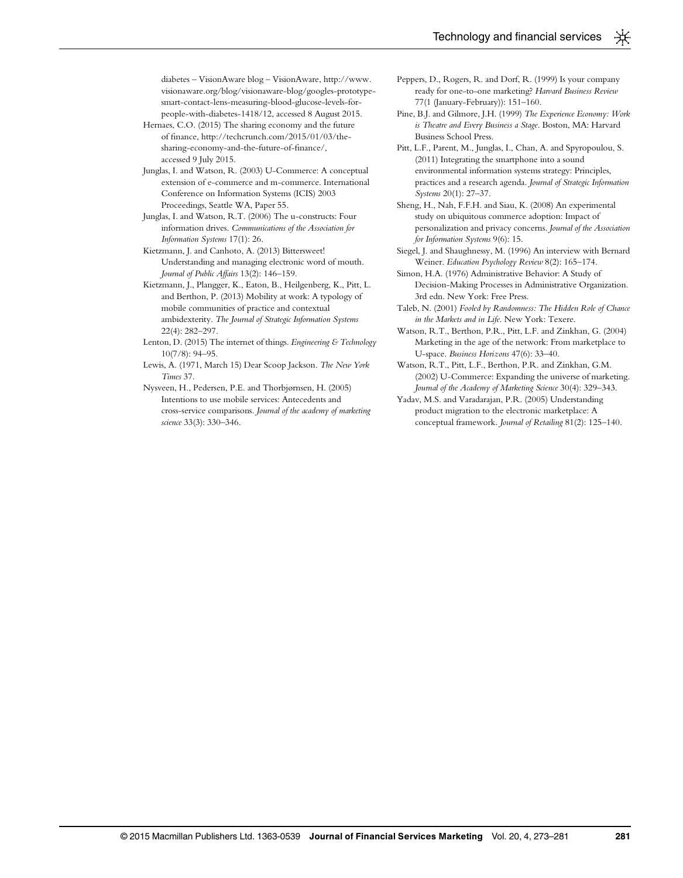diabetes – VisionAware blog – VisionAware, http://www.visionaware.org/blog/visionaware-blog/googles-prototype-smart-contact-lens-measuring-blood-glucose-levels-for-people-with-diabetes-1418/12, accessed 8 August 2015.

Hernaes, C.O. (2015) The sharing economy and the future of finance, http://techcrunch.com/2015/01/03/the-sharing-economy-and-the-future-of-finance/, accessed 9 July 2015.

Junglas, I. and Watson, R. (2003) U-Commerce: A conceptual extension of e-commerce and m-commerce. International Conference on Information Systems (ICIS) 2003 Proceedings, Seattle WA, Paper 55.

Junglas, I. and Watson, R.T. (2006) The u-constructs: Four information drives. *Communications of the Association for Information Systems* 17(1): 26.

Kietzmann, J. and Canhoto, A. (2013) Bittersweet! Understanding and managing electronic word of mouth. *Journal of Public Affairs* 13(2): 146–159.

Kietzmann, J., Plangger, K., Eaton, B., Heilgenberg, K., Pitt, L. and Berthon, P. (2013) Mobility at work: A typology of mobile communities of practice and contextual ambidexterity. *The Journal of Strategic Information Systems* 22(4): 282–297.

Lenton, D. (2015) The internet of things. *Engineering & Technology* 10(7/8): 94–95.

Lewis, A. (1971, March 15) Dear Scoop Jackson. *The New York Times* 37.

Nysveen, H., Pedersen, P.E. and Thorbjørnsen, H. (2005) Intentions to use mobile services: Antecedents and cross-service comparisons. *Journal of the academy of marketing science* 33(3): 330–346.

Peppers, D., Rogers, R. and Dorf, R. (1999) Is your company ready for one-to-one marketing? *Harvard Business Review* 77(1 (January-February)): 151–160.

Pine, B.J. and Gilmore, J.H. (1999) *The Experience Economy: Work is Theatre and Every Business a Stage*. Boston, MA: Harvard Business School Press.

Pitt, L.F., Parent, M., Junglas, I., Chan, A. and Spyropoulou, S. (2011) Integrating the smartphone into a sound environmental information systems strategy: Principles, practices and a research agenda. *Journal of Strategic Information Systems* 20(1): 27–37.

Sheng, H., Nah, F.F.H. and Siau, K. (2008) An experimental study on ubiquitous commerce adoption: Impact of personalization and privacy concerns. *Journal of the Association for Information Systems* 9(6): 15.

Siegel, J. and Shaughnessy, M. (1996) An interview with Bernard Weiner. *Education Psychology Review* 8(2): 165–174.

Simon, H.A. (1976) Administrative Behavior: A Study of Decision-Making Processes in Administrative Organization. 3rd edn. New York: Free Press.

Taleb, N. (2001) *Fooled by Randomness: The Hidden Role of Chance in the Markets and in Life*. New York: Texere.

Watson, R.T., Berthon, P.R., Pitt, L.F. and Zinkhan, G. (2004) Marketing in the age of the network: From marketplace to U-space. *Business Horizons* 47(6): 33–40.

Watson, R.T., Pitt, L.F., Berthon, P.R. and Zinkhan, G.M. (2002) U-Commerce: Expanding the universe of marketing. *Journal of the Academy of Marketing Science* 30(4): 329–343.

Yadav, M.S. and Varadarajan, P.R. (2005) Understanding product migration to the electronic marketplace: A conceptual framework. *Journal of Retailing* 81(2): 125–140.